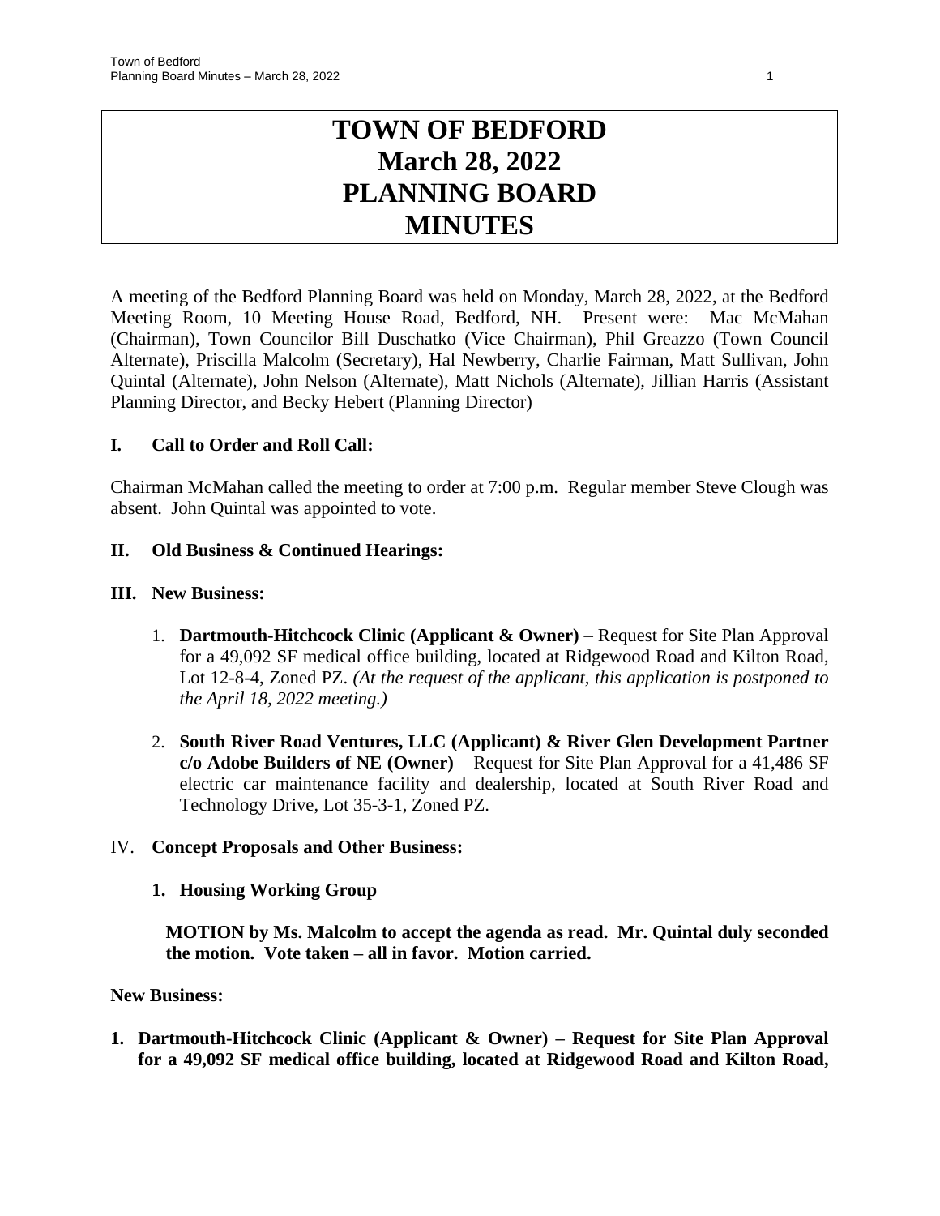# TOWN OF BEDFORD
# March 28, 2022
# PLANNING BOARD
# MINUTES

A meeting of the Bedford Planning Board was held on Monday, March 28, 2022, at the Bedford Meeting Room, 10 Meeting House Road, Bedford, NH. Present were: Mac McMahan (Chairman), Town Councilor Bill Duschatko (Vice Chairman), Phil Greazzo (Town Council Alternate), Priscilla Malcolm (Secretary), Hal Newberry, Charlie Fairman, Matt Sullivan, John Quintal (Alternate), John Nelson (Alternate), Matt Nichols (Alternate), Jillian Harris (Assistant Planning Director, and Becky Hebert (Planning Director)

## I. Call to Order and Roll Call:

Chairman McMahan called the meeting to order at 7:00 p.m. Regular member Steve Clough was absent. John Quintal was appointed to vote.

## II. Old Business & Continued Hearings:

## III. New Business:

1. **Dartmouth-Hitchcock Clinic (Applicant & Owner)** – Request for Site Plan Approval for a 49,092 SF medical office building, located at Ridgewood Road and Kilton Road, Lot 12-8-4, Zoned PZ. *(At the request of the applicant, this application is postponed to the April 18, 2022 meeting.)*

2. **South River Road Ventures, LLC (Applicant) & River Glen Development Partner c/o Adobe Builders of NE (Owner)** – Request for Site Plan Approval for a 41,486 SF electric car maintenance facility and dealership, located at South River Road and Technology Drive, Lot 35-3-1, Zoned PZ.

## IV. Concept Proposals and Other Business:

**1. Housing Working Group**

**MOTION by Ms. Malcolm to accept the agenda as read. Mr. Quintal duly seconded the motion. Vote taken – all in favor. Motion carried.**

**New Business:**

**1. Dartmouth-Hitchcock Clinic (Applicant & Owner) – Request for Site Plan Approval for a 49,092 SF medical office building, located at Ridgewood Road and Kilton Road,**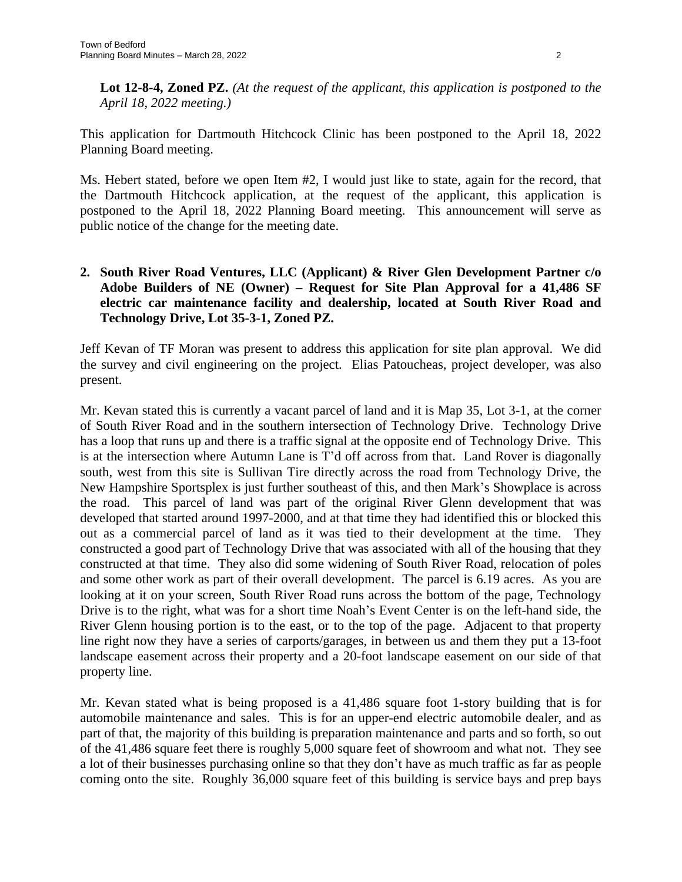**Lot 12-8-4, Zoned PZ.** *(At the request of the applicant, this application is postponed to the April 18, 2022 meeting.)*

This application for Dartmouth Hitchcock Clinic has been postponed to the April 18, 2022 Planning Board meeting.

Ms. Hebert stated, before we open Item #2, I would just like to state, again for the record, that the Dartmouth Hitchcock application, at the request of the applicant, this application is postponed to the April 18, 2022 Planning Board meeting. This announcement will serve as public notice of the change for the meeting date.

**2. South River Road Ventures, LLC (Applicant) & River Glen Development Partner c/o Adobe Builders of NE (Owner) – Request for Site Plan Approval for a 41,486 SF electric car maintenance facility and dealership, located at South River Road and Technology Drive, Lot 35-3-1, Zoned PZ.**

Jeff Kevan of TF Moran was present to address this application for site plan approval. We did the survey and civil engineering on the project. Elias Patoucheas, project developer, was also present.

Mr. Kevan stated this is currently a vacant parcel of land and it is Map 35, Lot 3-1, at the corner of South River Road and in the southern intersection of Technology Drive. Technology Drive has a loop that runs up and there is a traffic signal at the opposite end of Technology Drive. This is at the intersection where Autumn Lane is T'd off across from that. Land Rover is diagonally south, west from this site is Sullivan Tire directly across the road from Technology Drive, the New Hampshire Sportsplex is just further southeast of this, and then Mark's Showplace is across the road. This parcel of land was part of the original River Glenn development that was developed that started around 1997-2000, and at that time they had identified this or blocked this out as a commercial parcel of land as it was tied to their development at the time. They constructed a good part of Technology Drive that was associated with all of the housing that they constructed at that time. They also did some widening of South River Road, relocation of poles and some other work as part of their overall development. The parcel is 6.19 acres. As you are looking at it on your screen, South River Road runs across the bottom of the page, Technology Drive is to the right, what was for a short time Noah's Event Center is on the left-hand side, the River Glenn housing portion is to the east, or to the top of the page. Adjacent to that property line right now they have a series of carports/garages, in between us and them they put a 13-foot landscape easement across their property and a 20-foot landscape easement on our side of that property line.

Mr. Kevan stated what is being proposed is a 41,486 square foot 1-story building that is for automobile maintenance and sales. This is for an upper-end electric automobile dealer, and as part of that, the majority of this building is preparation maintenance and parts and so forth, so out of the 41,486 square feet there is roughly 5,000 square feet of showroom and what not. They see a lot of their businesses purchasing online so that they don't have as much traffic as far as people coming onto the site. Roughly 36,000 square feet of this building is service bays and prep bays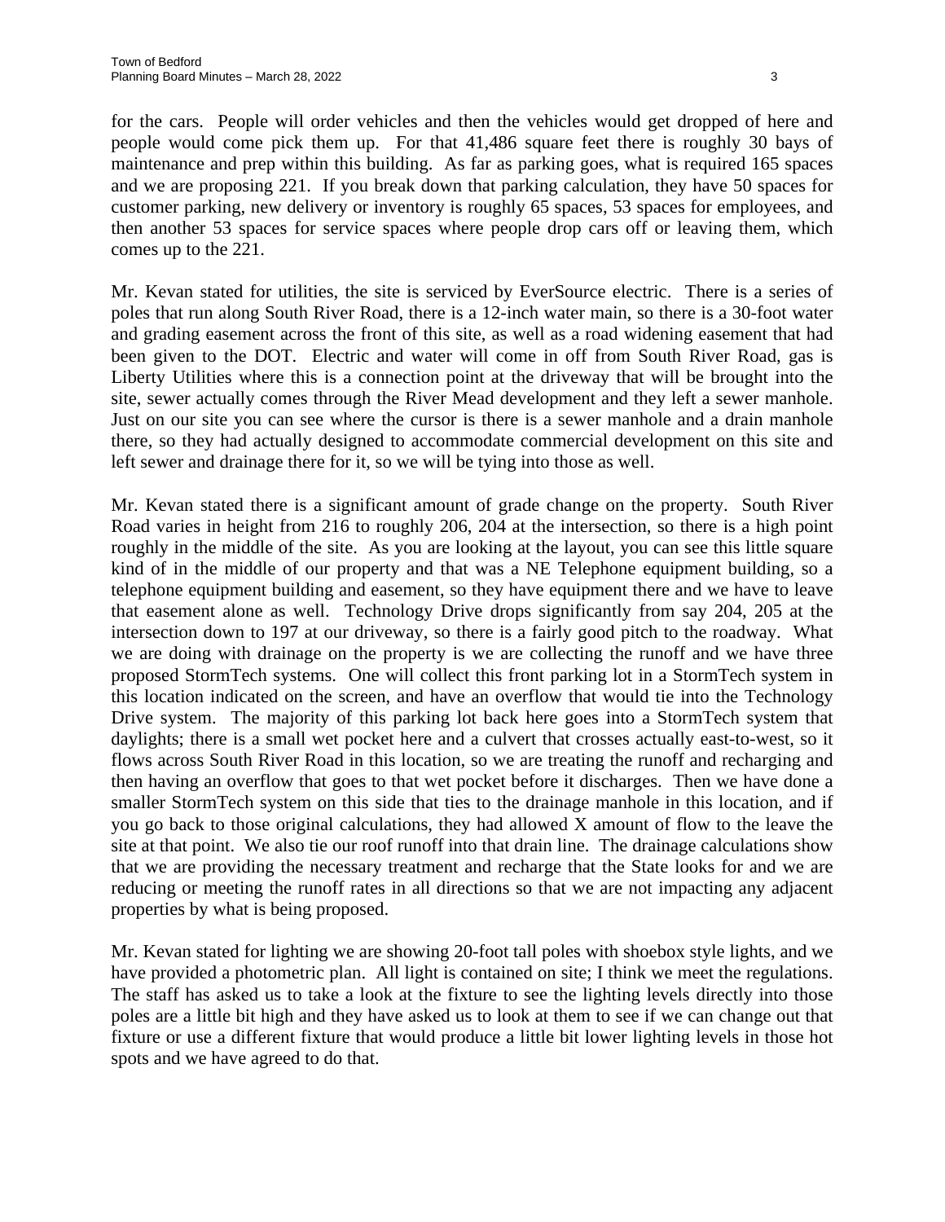for the cars. People will order vehicles and then the vehicles would get dropped of here and people would come pick them up. For that 41,486 square feet there is roughly 30 bays of maintenance and prep within this building. As far as parking goes, what is required 165 spaces and we are proposing 221. If you break down that parking calculation, they have 50 spaces for customer parking, new delivery or inventory is roughly 65 spaces, 53 spaces for employees, and then another 53 spaces for service spaces where people drop cars off or leaving them, which comes up to the 221.

Mr. Kevan stated for utilities, the site is serviced by EverSource electric. There is a series of poles that run along South River Road, there is a 12-inch water main, so there is a 30-foot water and grading easement across the front of this site, as well as a road widening easement that had been given to the DOT. Electric and water will come in off from South River Road, gas is Liberty Utilities where this is a connection point at the driveway that will be brought into the site, sewer actually comes through the River Mead development and they left a sewer manhole. Just on our site you can see where the cursor is there is a sewer manhole and a drain manhole there, so they had actually designed to accommodate commercial development on this site and left sewer and drainage there for it, so we will be tying into those as well.

Mr. Kevan stated there is a significant amount of grade change on the property. South River Road varies in height from 216 to roughly 206, 204 at the intersection, so there is a high point roughly in the middle of the site. As you are looking at the layout, you can see this little square kind of in the middle of our property and that was a NE Telephone equipment building, so a telephone equipment building and easement, so they have equipment there and we have to leave that easement alone as well. Technology Drive drops significantly from say 204, 205 at the intersection down to 197 at our driveway, so there is a fairly good pitch to the roadway. What we are doing with drainage on the property is we are collecting the runoff and we have three proposed StormTech systems. One will collect this front parking lot in a StormTech system in this location indicated on the screen, and have an overflow that would tie into the Technology Drive system. The majority of this parking lot back here goes into a StormTech system that daylights; there is a small wet pocket here and a culvert that crosses actually east-to-west, so it flows across South River Road in this location, so we are treating the runoff and recharging and then having an overflow that goes to that wet pocket before it discharges. Then we have done a smaller StormTech system on this side that ties to the drainage manhole in this location, and if you go back to those original calculations, they had allowed X amount of flow to the leave the site at that point. We also tie our roof runoff into that drain line. The drainage calculations show that we are providing the necessary treatment and recharge that the State looks for and we are reducing or meeting the runoff rates in all directions so that we are not impacting any adjacent properties by what is being proposed.

Mr. Kevan stated for lighting we are showing 20-foot tall poles with shoebox style lights, and we have provided a photometric plan. All light is contained on site; I think we meet the regulations. The staff has asked us to take a look at the fixture to see the lighting levels directly into those poles are a little bit high and they have asked us to look at them to see if we can change out that fixture or use a different fixture that would produce a little bit lower lighting levels in those hot spots and we have agreed to do that.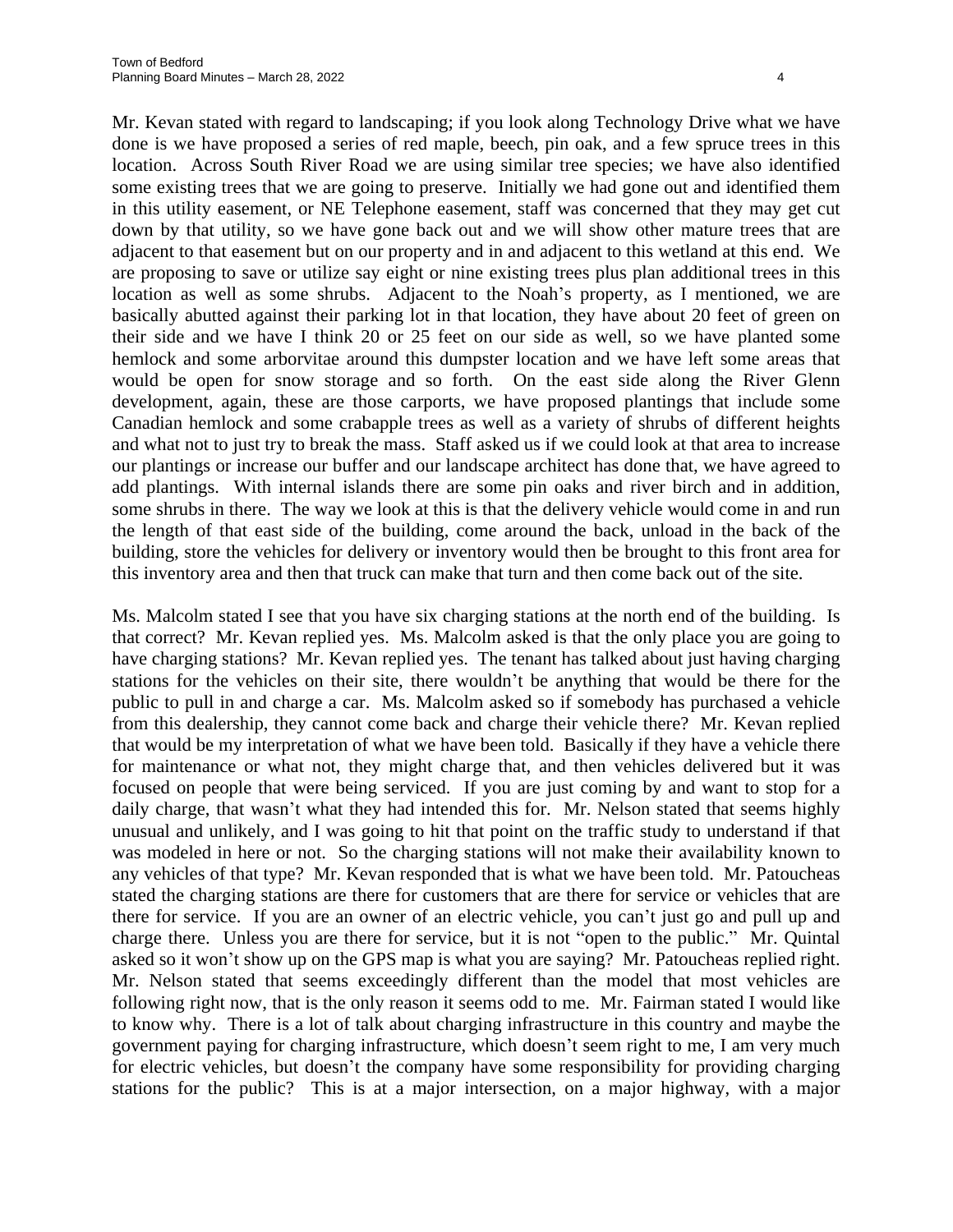Mr. Kevan stated with regard to landscaping; if you look along Technology Drive what we have done is we have proposed a series of red maple, beech, pin oak, and a few spruce trees in this location. Across South River Road we are using similar tree species; we have also identified some existing trees that we are going to preserve. Initially we had gone out and identified them in this utility easement, or NE Telephone easement, staff was concerned that they may get cut down by that utility, so we have gone back out and we will show other mature trees that are adjacent to that easement but on our property and in and adjacent to this wetland at this end. We are proposing to save or utilize say eight or nine existing trees plus plan additional trees in this location as well as some shrubs. Adjacent to the Noah's property, as I mentioned, we are basically abutted against their parking lot in that location, they have about 20 feet of green on their side and we have I think 20 or 25 feet on our side as well, so we have planted some hemlock and some arborvitae around this dumpster location and we have left some areas that would be open for snow storage and so forth. On the east side along the River Glenn development, again, these are those carports, we have proposed plantings that include some Canadian hemlock and some crabapple trees as well as a variety of shrubs of different heights and what not to just try to break the mass. Staff asked us if we could look at that area to increase our plantings or increase our buffer and our landscape architect has done that, we have agreed to add plantings. With internal islands there are some pin oaks and river birch and in addition, some shrubs in there. The way we look at this is that the delivery vehicle would come in and run the length of that east side of the building, come around the back, unload in the back of the building, store the vehicles for delivery or inventory would then be brought to this front area for this inventory area and then that truck can make that turn and then come back out of the site.

Ms. Malcolm stated I see that you have six charging stations at the north end of the building. Is that correct? Mr. Kevan replied yes. Ms. Malcolm asked is that the only place you are going to have charging stations? Mr. Kevan replied yes. The tenant has talked about just having charging stations for the vehicles on their site, there wouldn't be anything that would be there for the public to pull in and charge a car. Ms. Malcolm asked so if somebody has purchased a vehicle from this dealership, they cannot come back and charge their vehicle there? Mr. Kevan replied that would be my interpretation of what we have been told. Basically if they have a vehicle there for maintenance or what not, they might charge that, and then vehicles delivered but it was focused on people that were being serviced. If you are just coming by and want to stop for a daily charge, that wasn't what they had intended this for. Mr. Nelson stated that seems highly unusual and unlikely, and I was going to hit that point on the traffic study to understand if that was modeled in here or not. So the charging stations will not make their availability known to any vehicles of that type? Mr. Kevan responded that is what we have been told. Mr. Patoucheas stated the charging stations are there for customers that are there for service or vehicles that are there for service. If you are an owner of an electric vehicle, you can't just go and pull up and charge there. Unless you are there for service, but it is not "open to the public." Mr. Quintal asked so it won't show up on the GPS map is what you are saying? Mr. Patoucheas replied right. Mr. Nelson stated that seems exceedingly different than the model that most vehicles are following right now, that is the only reason it seems odd to me. Mr. Fairman stated I would like to know why. There is a lot of talk about charging infrastructure in this country and maybe the government paying for charging infrastructure, which doesn't seem right to me, I am very much for electric vehicles, but doesn't the company have some responsibility for providing charging stations for the public? This is at a major intersection, on a major highway, with a major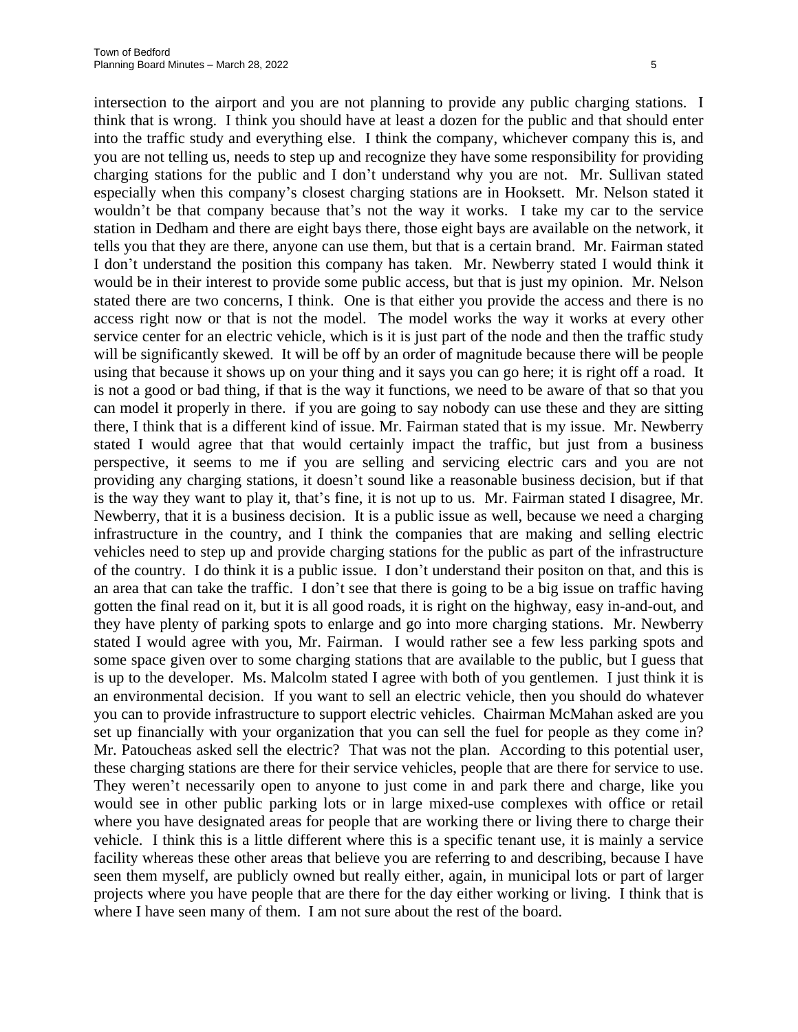intersection to the airport and you are not planning to provide any public charging stations. I think that is wrong. I think you should have at least a dozen for the public and that should enter into the traffic study and everything else. I think the company, whichever company this is, and you are not telling us, needs to step up and recognize they have some responsibility for providing charging stations for the public and I don't understand why you are not. Mr. Sullivan stated especially when this company's closest charging stations are in Hooksett. Mr. Nelson stated it wouldn't be that company because that's not the way it works. I take my car to the service station in Dedham and there are eight bays there, those eight bays are available on the network, it tells you that they are there, anyone can use them, but that is a certain brand. Mr. Fairman stated I don't understand the position this company has taken. Mr. Newberry stated I would think it would be in their interest to provide some public access, but that is just my opinion. Mr. Nelson stated there are two concerns, I think. One is that either you provide the access and there is no access right now or that is not the model. The model works the way it works at every other service center for an electric vehicle, which is it is just part of the node and then the traffic study will be significantly skewed. It will be off by an order of magnitude because there will be people using that because it shows up on your thing and it says you can go here; it is right off a road. It is not a good or bad thing, if that is the way it functions, we need to be aware of that so that you can model it properly in there. if you are going to say nobody can use these and they are sitting there, I think that is a different kind of issue. Mr. Fairman stated that is my issue. Mr. Newberry stated I would agree that that would certainly impact the traffic, but just from a business perspective, it seems to me if you are selling and servicing electric cars and you are not providing any charging stations, it doesn't sound like a reasonable business decision, but if that is the way they want to play it, that's fine, it is not up to us. Mr. Fairman stated I disagree, Mr. Newberry, that it is a business decision. It is a public issue as well, because we need a charging infrastructure in the country, and I think the companies that are making and selling electric vehicles need to step up and provide charging stations for the public as part of the infrastructure of the country. I do think it is a public issue. I don't understand their positon on that, and this is an area that can take the traffic. I don't see that there is going to be a big issue on traffic having gotten the final read on it, but it is all good roads, it is right on the highway, easy in-and-out, and they have plenty of parking spots to enlarge and go into more charging stations. Mr. Newberry stated I would agree with you, Mr. Fairman. I would rather see a few less parking spots and some space given over to some charging stations that are available to the public, but I guess that is up to the developer. Ms. Malcolm stated I agree with both of you gentlemen. I just think it is an environmental decision. If you want to sell an electric vehicle, then you should do whatever you can to provide infrastructure to support electric vehicles. Chairman McMahan asked are you set up financially with your organization that you can sell the fuel for people as they come in? Mr. Patoucheas asked sell the electric? That was not the plan. According to this potential user, these charging stations are there for their service vehicles, people that are there for service to use. They weren't necessarily open to anyone to just come in and park there and charge, like you would see in other public parking lots or in large mixed-use complexes with office or retail where you have designated areas for people that are working there or living there to charge their vehicle. I think this is a little different where this is a specific tenant use, it is mainly a service facility whereas these other areas that believe you are referring to and describing, because I have seen them myself, are publicly owned but really either, again, in municipal lots or part of larger projects where you have people that are there for the day either working or living. I think that is where I have seen many of them. I am not sure about the rest of the board.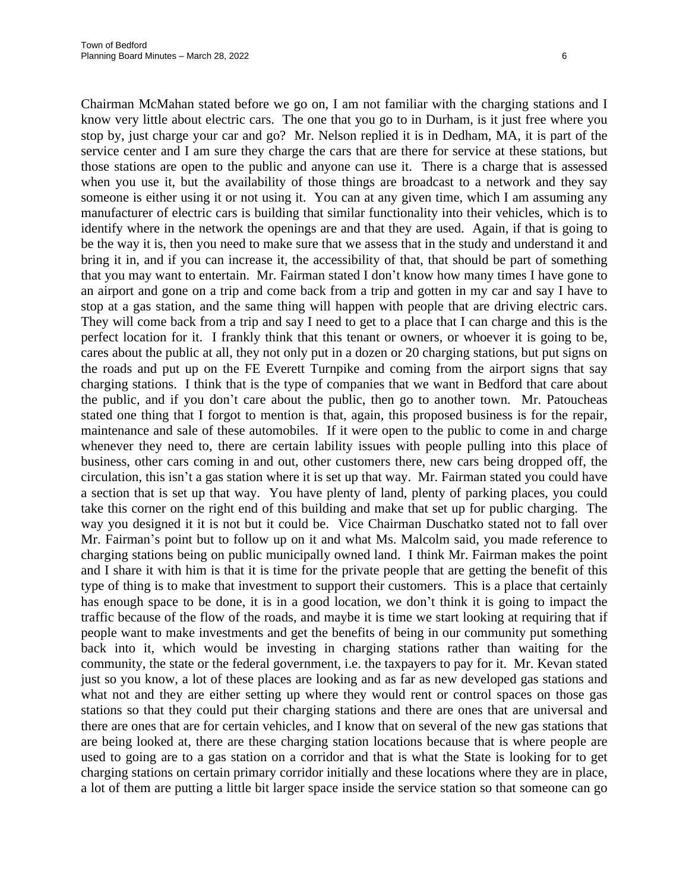Chairman McMahan stated before we go on, I am not familiar with the charging stations and I know very little about electric cars. The one that you go to in Durham, is it just free where you stop by, just charge your car and go? Mr. Nelson replied it is in Dedham, MA, it is part of the service center and I am sure they charge the cars that are there for service at these stations, but those stations are open to the public and anyone can use it. There is a charge that is assessed when you use it, but the availability of those things are broadcast to a network and they say someone is either using it or not using it. You can at any given time, which I am assuming any manufacturer of electric cars is building that similar functionality into their vehicles, which is to identify where in the network the openings are and that they are used. Again, if that is going to be the way it is, then you need to make sure that we assess that in the study and understand it and bring it in, and if you can increase it, the accessibility of that, that should be part of something that you may want to entertain. Mr. Fairman stated I don't know how many times I have gone to an airport and gone on a trip and come back from a trip and gotten in my car and say I have to stop at a gas station, and the same thing will happen with people that are driving electric cars. They will come back from a trip and say I need to get to a place that I can charge and this is the perfect location for it. I frankly think that this tenant or owners, or whoever it is going to be, cares about the public at all, they not only put in a dozen or 20 charging stations, but put signs on the roads and put up on the FE Everett Turnpike and coming from the airport signs that say charging stations. I think that is the type of companies that we want in Bedford that care about the public, and if you don't care about the public, then go to another town. Mr. Patoucheas stated one thing that I forgot to mention is that, again, this proposed business is for the repair, maintenance and sale of these automobiles. If it were open to the public to come in and charge whenever they need to, there are certain lability issues with people pulling into this place of business, other cars coming in and out, other customers there, new cars being dropped off, the circulation, this isn't a gas station where it is set up that way. Mr. Fairman stated you could have a section that is set up that way. You have plenty of land, plenty of parking places, you could take this corner on the right end of this building and make that set up for public charging. The way you designed it it is not but it could be. Vice Chairman Duschatko stated not to fall over Mr. Fairman's point but to follow up on it and what Ms. Malcolm said, you made reference to charging stations being on public municipally owned land. I think Mr. Fairman makes the point and I share it with him is that it is time for the private people that are getting the benefit of this type of thing is to make that investment to support their customers. This is a place that certainly has enough space to be done, it is in a good location, we don't think it is going to impact the traffic because of the flow of the roads, and maybe it is time we start looking at requiring that if people want to make investments and get the benefits of being in our community put something back into it, which would be investing in charging stations rather than waiting for the community, the state or the federal government, i.e. the taxpayers to pay for it. Mr. Kevan stated just so you know, a lot of these places are looking and as far as new developed gas stations and what not and they are either setting up where they would rent or control spaces on those gas stations so that they could put their charging stations and there are ones that are universal and there are ones that are for certain vehicles, and I know that on several of the new gas stations that are being looked at, there are these charging station locations because that is where people are used to going are to a gas station on a corridor and that is what the State is looking for to get charging stations on certain primary corridor initially and these locations where they are in place, a lot of them are putting a little bit larger space inside the service station so that someone can go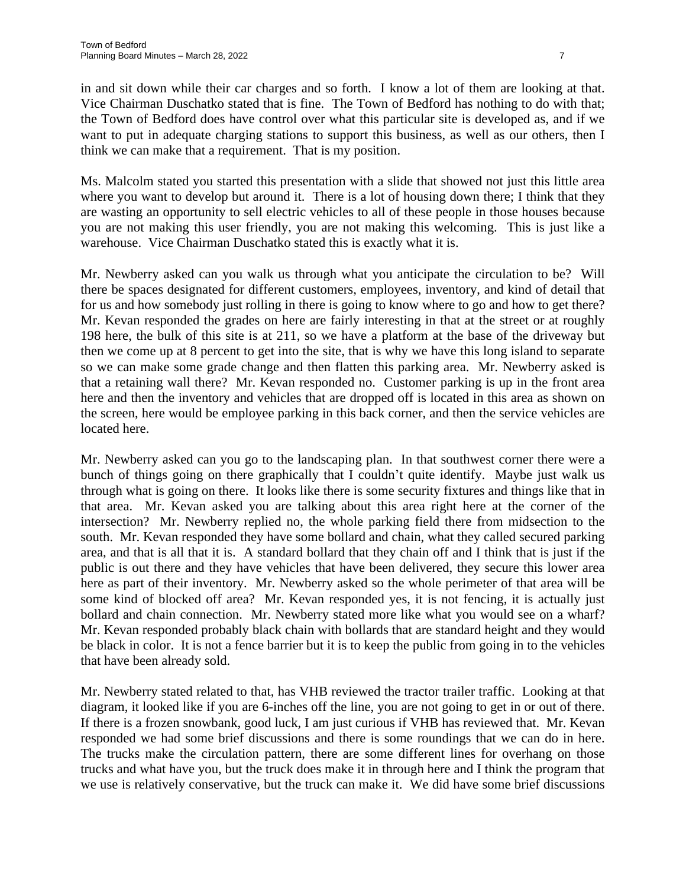in and sit down while their car charges and so forth. I know a lot of them are looking at that. Vice Chairman Duschatko stated that is fine. The Town of Bedford has nothing to do with that; the Town of Bedford does have control over what this particular site is developed as, and if we want to put in adequate charging stations to support this business, as well as our others, then I think we can make that a requirement. That is my position.

Ms. Malcolm stated you started this presentation with a slide that showed not just this little area where you want to develop but around it. There is a lot of housing down there; I think that they are wasting an opportunity to sell electric vehicles to all of these people in those houses because you are not making this user friendly, you are not making this welcoming. This is just like a warehouse. Vice Chairman Duschatko stated this is exactly what it is.

Mr. Newberry asked can you walk us through what you anticipate the circulation to be? Will there be spaces designated for different customers, employees, inventory, and kind of detail that for us and how somebody just rolling in there is going to know where to go and how to get there? Mr. Kevan responded the grades on here are fairly interesting in that at the street or at roughly 198 here, the bulk of this site is at 211, so we have a platform at the base of the driveway but then we come up at 8 percent to get into the site, that is why we have this long island to separate so we can make some grade change and then flatten this parking area. Mr. Newberry asked is that a retaining wall there? Mr. Kevan responded no. Customer parking is up in the front area here and then the inventory and vehicles that are dropped off is located in this area as shown on the screen, here would be employee parking in this back corner, and then the service vehicles are located here.

Mr. Newberry asked can you go to the landscaping plan. In that southwest corner there were a bunch of things going on there graphically that I couldn't quite identify. Maybe just walk us through what is going on there. It looks like there is some security fixtures and things like that in that area. Mr. Kevan asked you are talking about this area right here at the corner of the intersection? Mr. Newberry replied no, the whole parking field there from midsection to the south. Mr. Kevan responded they have some bollard and chain, what they called secured parking area, and that is all that it is. A standard bollard that they chain off and I think that is just if the public is out there and they have vehicles that have been delivered, they secure this lower area here as part of their inventory. Mr. Newberry asked so the whole perimeter of that area will be some kind of blocked off area? Mr. Kevan responded yes, it is not fencing, it is actually just bollard and chain connection. Mr. Newberry stated more like what you would see on a wharf? Mr. Kevan responded probably black chain with bollards that are standard height and they would be black in color. It is not a fence barrier but it is to keep the public from going in to the vehicles that have been already sold.

Mr. Newberry stated related to that, has VHB reviewed the tractor trailer traffic. Looking at that diagram, it looked like if you are 6-inches off the line, you are not going to get in or out of there. If there is a frozen snowbank, good luck, I am just curious if VHB has reviewed that. Mr. Kevan responded we had some brief discussions and there is some roundings that we can do in here. The trucks make the circulation pattern, there are some different lines for overhang on those trucks and what have you, but the truck does make it in through here and I think the program that we use is relatively conservative, but the truck can make it. We did have some brief discussions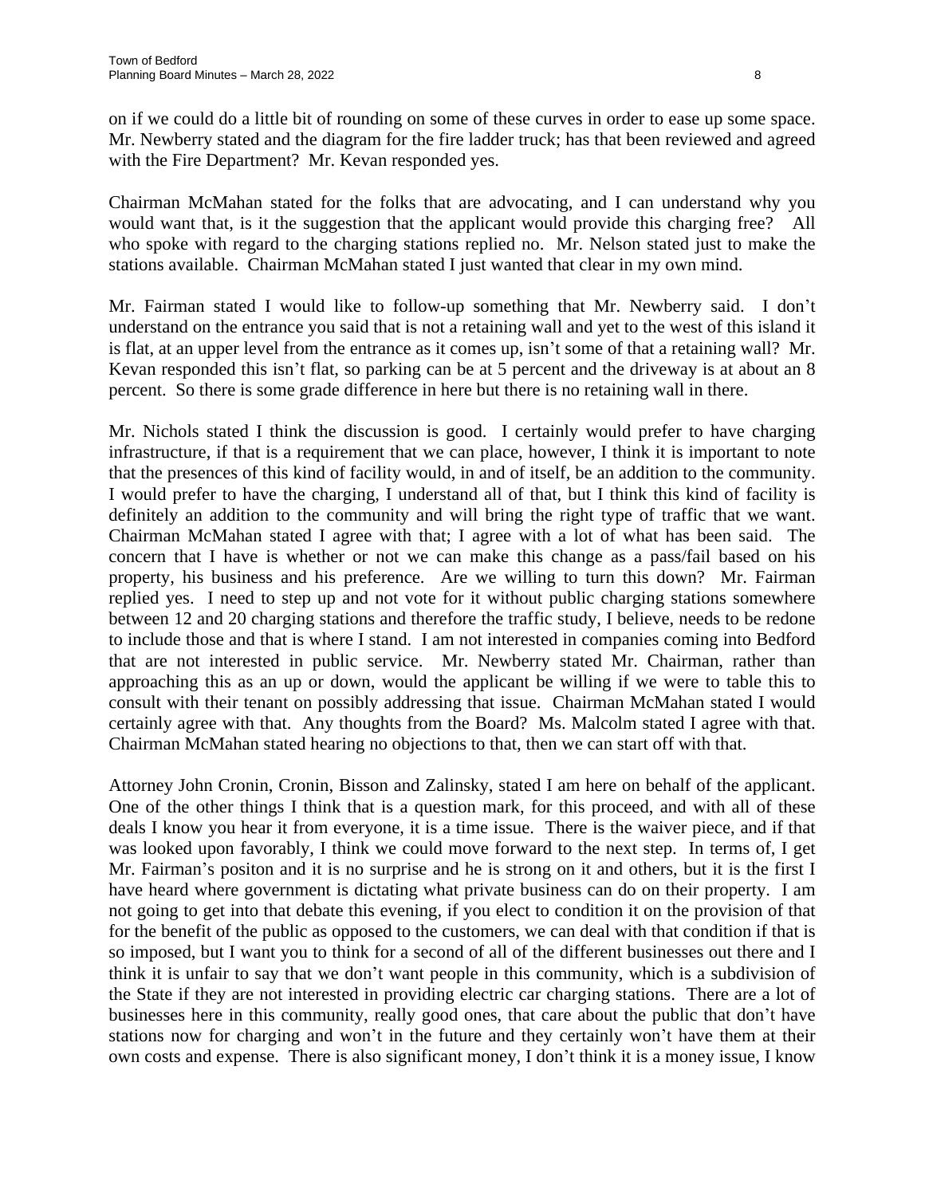on if we could do a little bit of rounding on some of these curves in order to ease up some space. Mr. Newberry stated and the diagram for the fire ladder truck; has that been reviewed and agreed with the Fire Department? Mr. Kevan responded yes.

Chairman McMahan stated for the folks that are advocating, and I can understand why you would want that, is it the suggestion that the applicant would provide this charging free? All who spoke with regard to the charging stations replied no. Mr. Nelson stated just to make the stations available. Chairman McMahan stated I just wanted that clear in my own mind.

Mr. Fairman stated I would like to follow-up something that Mr. Newberry said. I don't understand on the entrance you said that is not a retaining wall and yet to the west of this island it is flat, at an upper level from the entrance as it comes up, isn't some of that a retaining wall? Mr. Kevan responded this isn't flat, so parking can be at 5 percent and the driveway is at about an 8 percent. So there is some grade difference in here but there is no retaining wall in there.

Mr. Nichols stated I think the discussion is good. I certainly would prefer to have charging infrastructure, if that is a requirement that we can place, however, I think it is important to note that the presences of this kind of facility would, in and of itself, be an addition to the community. I would prefer to have the charging, I understand all of that, but I think this kind of facility is definitely an addition to the community and will bring the right type of traffic that we want. Chairman McMahan stated I agree with that; I agree with a lot of what has been said. The concern that I have is whether or not we can make this change as a pass/fail based on his property, his business and his preference. Are we willing to turn this down? Mr. Fairman replied yes. I need to step up and not vote for it without public charging stations somewhere between 12 and 20 charging stations and therefore the traffic study, I believe, needs to be redone to include those and that is where I stand. I am not interested in companies coming into Bedford that are not interested in public service. Mr. Newberry stated Mr. Chairman, rather than approaching this as an up or down, would the applicant be willing if we were to table this to consult with their tenant on possibly addressing that issue. Chairman McMahan stated I would certainly agree with that. Any thoughts from the Board? Ms. Malcolm stated I agree with that. Chairman McMahan stated hearing no objections to that, then we can start off with that.

Attorney John Cronin, Cronin, Bisson and Zalinsky, stated I am here on behalf of the applicant. One of the other things I think that is a question mark, for this proceed, and with all of these deals I know you hear it from everyone, it is a time issue. There is the waiver piece, and if that was looked upon favorably, I think we could move forward to the next step. In terms of, I get Mr. Fairman's positon and it is no surprise and he is strong on it and others, but it is the first I have heard where government is dictating what private business can do on their property. I am not going to get into that debate this evening, if you elect to condition it on the provision of that for the benefit of the public as opposed to the customers, we can deal with that condition if that is so imposed, but I want you to think for a second of all of the different businesses out there and I think it is unfair to say that we don't want people in this community, which is a subdivision of the State if they are not interested in providing electric car charging stations. There are a lot of businesses here in this community, really good ones, that care about the public that don't have stations now for charging and won't in the future and they certainly won't have them at their own costs and expense. There is also significant money, I don't think it is a money issue, I know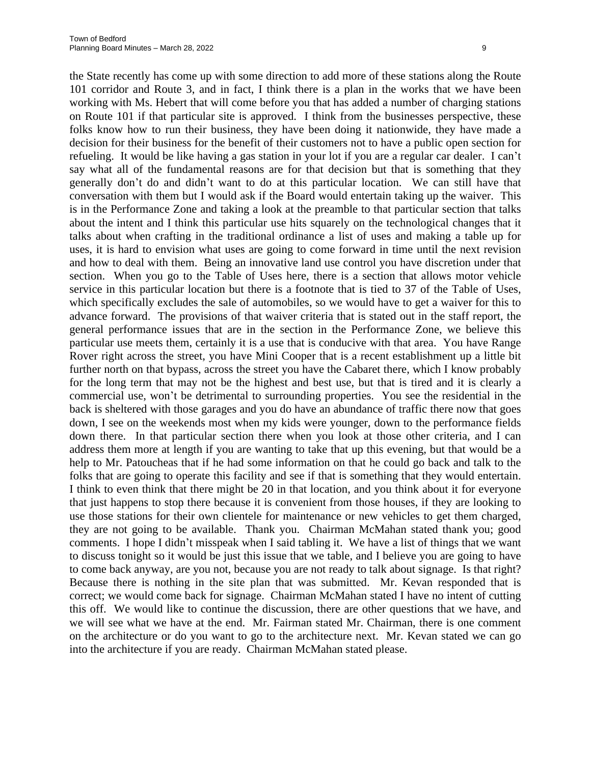the State recently has come up with some direction to add more of these stations along the Route 101 corridor and Route 3, and in fact, I think there is a plan in the works that we have been working with Ms. Hebert that will come before you that has added a number of charging stations on Route 101 if that particular site is approved. I think from the businesses perspective, these folks know how to run their business, they have been doing it nationwide, they have made a decision for their business for the benefit of their customers not to have a public open section for refueling. It would be like having a gas station in your lot if you are a regular car dealer. I can't say what all of the fundamental reasons are for that decision but that is something that they generally don't do and didn't want to do at this particular location. We can still have that conversation with them but I would ask if the Board would entertain taking up the waiver. This is in the Performance Zone and taking a look at the preamble to that particular section that talks about the intent and I think this particular use hits squarely on the technological changes that it talks about when crafting in the traditional ordinance a list of uses and making a table up for uses, it is hard to envision what uses are going to come forward in time until the next revision and how to deal with them. Being an innovative land use control you have discretion under that section. When you go to the Table of Uses here, there is a section that allows motor vehicle service in this particular location but there is a footnote that is tied to 37 of the Table of Uses, which specifically excludes the sale of automobiles, so we would have to get a waiver for this to advance forward. The provisions of that waiver criteria that is stated out in the staff report, the general performance issues that are in the section in the Performance Zone, we believe this particular use meets them, certainly it is a use that is conducive with that area. You have Range Rover right across the street, you have Mini Cooper that is a recent establishment up a little bit further north on that bypass, across the street you have the Cabaret there, which I know probably for the long term that may not be the highest and best use, but that is tired and it is clearly a commercial use, won't be detrimental to surrounding properties. You see the residential in the back is sheltered with those garages and you do have an abundance of traffic there now that goes down, I see on the weekends most when my kids were younger, down to the performance fields down there. In that particular section there when you look at those other criteria, and I can address them more at length if you are wanting to take that up this evening, but that would be a help to Mr. Patoucheas that if he had some information on that he could go back and talk to the folks that are going to operate this facility and see if that is something that they would entertain. I think to even think that there might be 20 in that location, and you think about it for everyone that just happens to stop there because it is convenient from those houses, if they are looking to use those stations for their own clientele for maintenance or new vehicles to get them charged, they are not going to be available. Thank you. Chairman McMahan stated thank you; good comments. I hope I didn't misspeak when I said tabling it. We have a list of things that we want to discuss tonight so it would be just this issue that we table, and I believe you are going to have to come back anyway, are you not, because you are not ready to talk about signage. Is that right? Because there is nothing in the site plan that was submitted. Mr. Kevan responded that is correct; we would come back for signage. Chairman McMahan stated I have no intent of cutting this off. We would like to continue the discussion, there are other questions that we have, and we will see what we have at the end. Mr. Fairman stated Mr. Chairman, there is one comment on the architecture or do you want to go to the architecture next. Mr. Kevan stated we can go into the architecture if you are ready. Chairman McMahan stated please.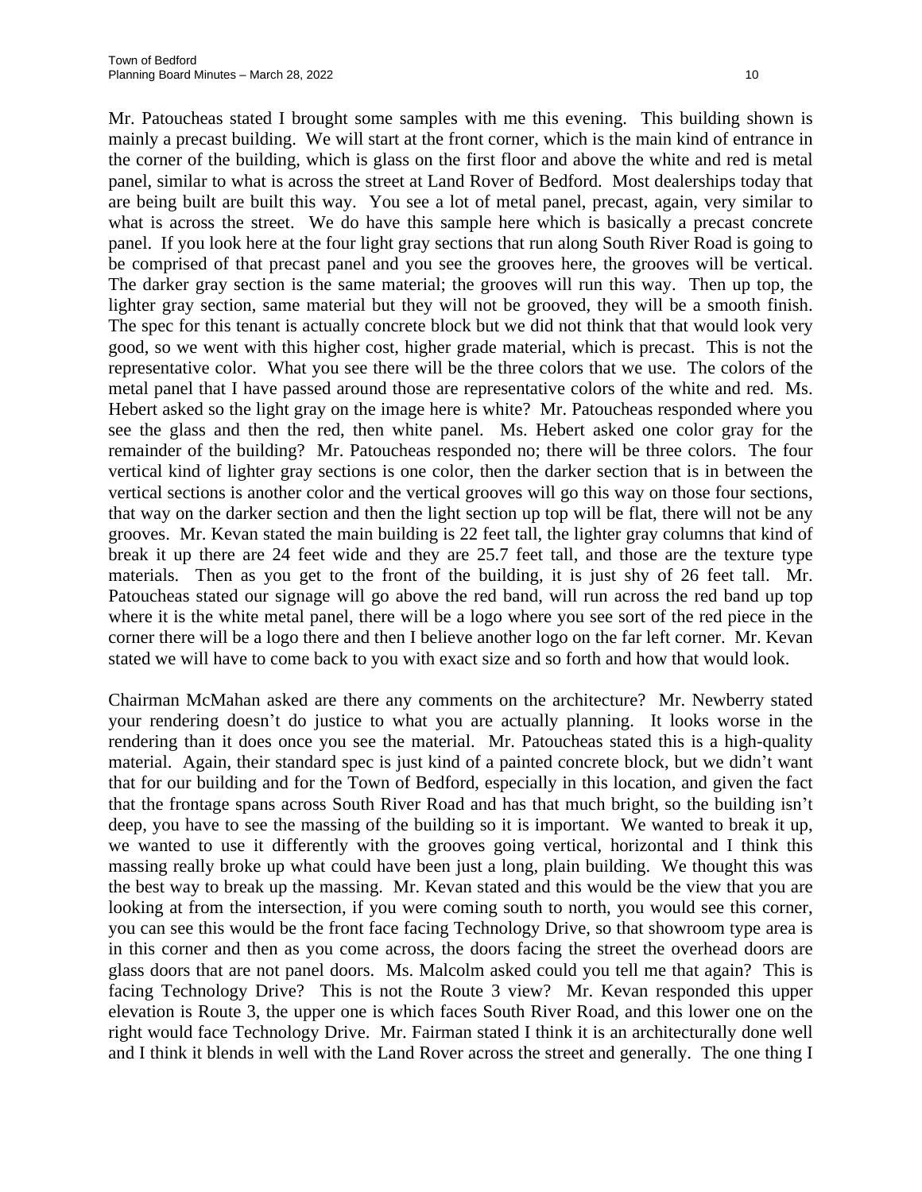Mr. Patoucheas stated I brought some samples with me this evening. This building shown is mainly a precast building. We will start at the front corner, which is the main kind of entrance in the corner of the building, which is glass on the first floor and above the white and red is metal panel, similar to what is across the street at Land Rover of Bedford. Most dealerships today that are being built are built this way. You see a lot of metal panel, precast, again, very similar to what is across the street. We do have this sample here which is basically a precast concrete panel. If you look here at the four light gray sections that run along South River Road is going to be comprised of that precast panel and you see the grooves here, the grooves will be vertical. The darker gray section is the same material; the grooves will run this way. Then up top, the lighter gray section, same material but they will not be grooved, they will be a smooth finish. The spec for this tenant is actually concrete block but we did not think that that would look very good, so we went with this higher cost, higher grade material, which is precast. This is not the representative color. What you see there will be the three colors that we use. The colors of the metal panel that I have passed around those are representative colors of the white and red. Ms. Hebert asked so the light gray on the image here is white? Mr. Patoucheas responded where you see the glass and then the red, then white panel. Ms. Hebert asked one color gray for the remainder of the building? Mr. Patoucheas responded no; there will be three colors. The four vertical kind of lighter gray sections is one color, then the darker section that is in between the vertical sections is another color and the vertical grooves will go this way on those four sections, that way on the darker section and then the light section up top will be flat, there will not be any grooves. Mr. Kevan stated the main building is 22 feet tall, the lighter gray columns that kind of break it up there are 24 feet wide and they are 25.7 feet tall, and those are the texture type materials. Then as you get to the front of the building, it is just shy of 26 feet tall. Mr. Patoucheas stated our signage will go above the red band, will run across the red band up top where it is the white metal panel, there will be a logo where you see sort of the red piece in the corner there will be a logo there and then I believe another logo on the far left corner. Mr. Kevan stated we will have to come back to you with exact size and so forth and how that would look.

Chairman McMahan asked are there any comments on the architecture? Mr. Newberry stated your rendering doesn't do justice to what you are actually planning. It looks worse in the rendering than it does once you see the material. Mr. Patoucheas stated this is a high-quality material. Again, their standard spec is just kind of a painted concrete block, but we didn't want that for our building and for the Town of Bedford, especially in this location, and given the fact that the frontage spans across South River Road and has that much bright, so the building isn't deep, you have to see the massing of the building so it is important. We wanted to break it up, we wanted to use it differently with the grooves going vertical, horizontal and I think this massing really broke up what could have been just a long, plain building. We thought this was the best way to break up the massing. Mr. Kevan stated and this would be the view that you are looking at from the intersection, if you were coming south to north, you would see this corner, you can see this would be the front face facing Technology Drive, so that showroom type area is in this corner and then as you come across, the doors facing the street the overhead doors are glass doors that are not panel doors. Ms. Malcolm asked could you tell me that again? This is facing Technology Drive? This is not the Route 3 view? Mr. Kevan responded this upper elevation is Route 3, the upper one is which faces South River Road, and this lower one on the right would face Technology Drive. Mr. Fairman stated I think it is an architecturally done well and I think it blends in well with the Land Rover across the street and generally. The one thing I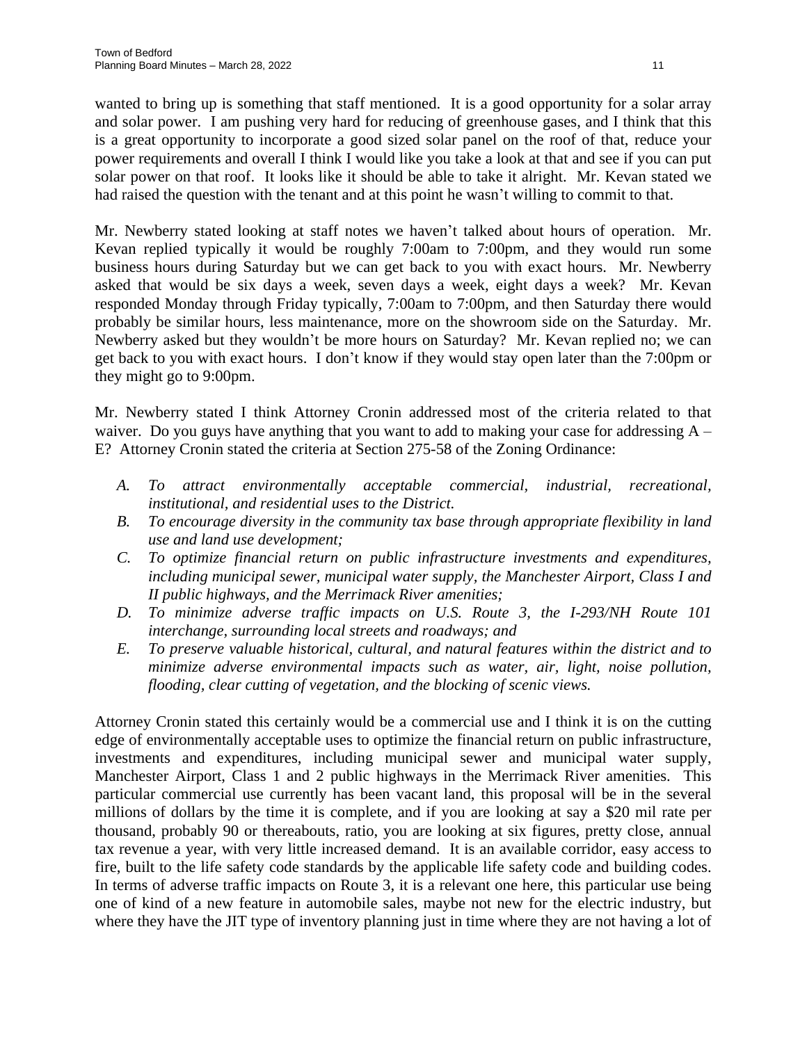wanted to bring up is something that staff mentioned. It is a good opportunity for a solar array and solar power. I am pushing very hard for reducing of greenhouse gases, and I think that this is a great opportunity to incorporate a good sized solar panel on the roof of that, reduce your power requirements and overall I think I would like you take a look at that and see if you can put solar power on that roof. It looks like it should be able to take it alright. Mr. Kevan stated we had raised the question with the tenant and at this point he wasn't willing to commit to that.

Mr. Newberry stated looking at staff notes we haven't talked about hours of operation. Mr. Kevan replied typically it would be roughly 7:00am to 7:00pm, and they would run some business hours during Saturday but we can get back to you with exact hours. Mr. Newberry asked that would be six days a week, seven days a week, eight days a week? Mr. Kevan responded Monday through Friday typically, 7:00am to 7:00pm, and then Saturday there would probably be similar hours, less maintenance, more on the showroom side on the Saturday. Mr. Newberry asked but they wouldn't be more hours on Saturday? Mr. Kevan replied no; we can get back to you with exact hours. I don't know if they would stay open later than the 7:00pm or they might go to 9:00pm.

Mr. Newberry stated I think Attorney Cronin addressed most of the criteria related to that waiver. Do you guys have anything that you want to add to making your case for addressing A – E? Attorney Cronin stated the criteria at Section 275-58 of the Zoning Ordinance:

- *A. To attract environmentally acceptable commercial, industrial, recreational, institutional, and residential uses to the District.*
- *B. To encourage diversity in the community tax base through appropriate flexibility in land use and land use development;*
- *C. To optimize financial return on public infrastructure investments and expenditures, including municipal sewer, municipal water supply, the Manchester Airport, Class I and II public highways, and the Merrimack River amenities;*
- *D. To minimize adverse traffic impacts on U.S. Route 3, the I-293/NH Route 101 interchange, surrounding local streets and roadways; and*
- *E. To preserve valuable historical, cultural, and natural features within the district and to minimize adverse environmental impacts such as water, air, light, noise pollution, flooding, clear cutting of vegetation, and the blocking of scenic views.*

Attorney Cronin stated this certainly would be a commercial use and I think it is on the cutting edge of environmentally acceptable uses to optimize the financial return on public infrastructure, investments and expenditures, including municipal sewer and municipal water supply, Manchester Airport, Class 1 and 2 public highways in the Merrimack River amenities. This particular commercial use currently has been vacant land, this proposal will be in the several millions of dollars by the time it is complete, and if you are looking at say a $20 mil rate per thousand, probably 90 or thereabouts, ratio, you are looking at six figures, pretty close, annual tax revenue a year, with very little increased demand. It is an available corridor, easy access to fire, built to the life safety code standards by the applicable life safety code and building codes. In terms of adverse traffic impacts on Route 3, it is a relevant one here, this particular use being one of kind of a new feature in automobile sales, maybe not new for the electric industry, but where they have the JIT type of inventory planning just in time where they are not having a lot of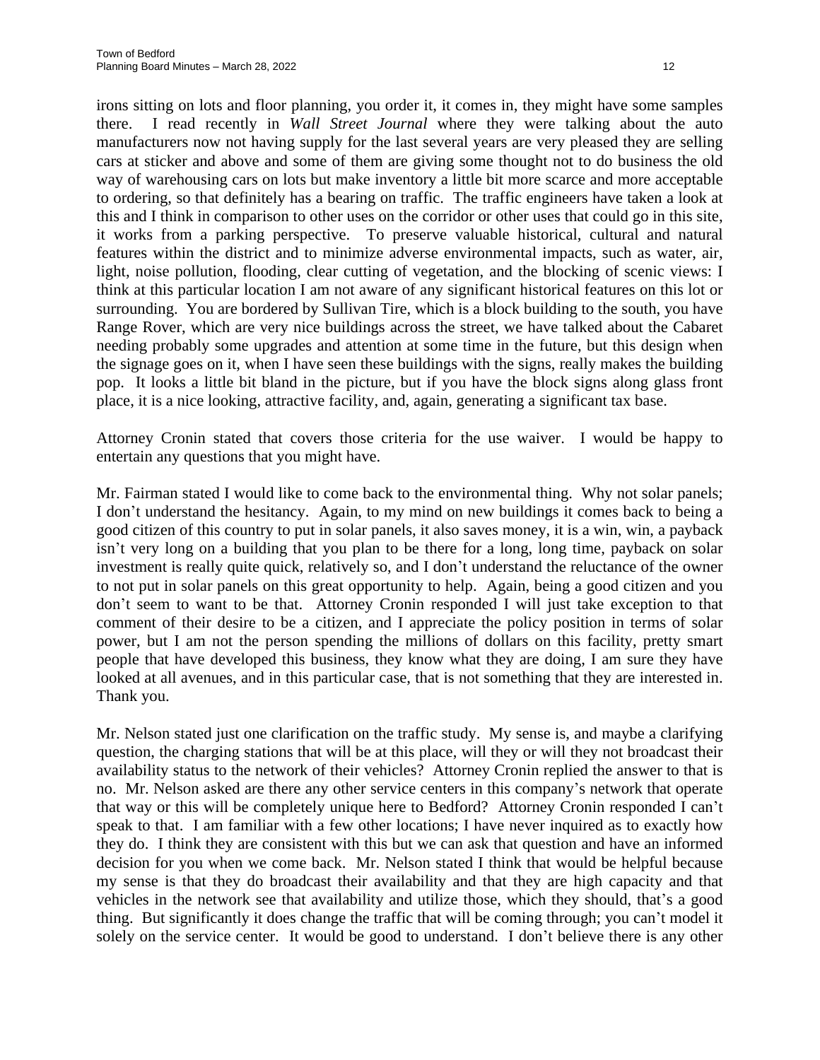irons sitting on lots and floor planning, you order it, it comes in, they might have some samples there. I read recently in *Wall Street Journal* where they were talking about the auto manufacturers now not having supply for the last several years are very pleased they are selling cars at sticker and above and some of them are giving some thought not to do business the old way of warehousing cars on lots but make inventory a little bit more scarce and more acceptable to ordering, so that definitely has a bearing on traffic. The traffic engineers have taken a look at this and I think in comparison to other uses on the corridor or other uses that could go in this site, it works from a parking perspective. To preserve valuable historical, cultural and natural features within the district and to minimize adverse environmental impacts, such as water, air, light, noise pollution, flooding, clear cutting of vegetation, and the blocking of scenic views: I think at this particular location I am not aware of any significant historical features on this lot or surrounding. You are bordered by Sullivan Tire, which is a block building to the south, you have Range Rover, which are very nice buildings across the street, we have talked about the Cabaret needing probably some upgrades and attention at some time in the future, but this design when the signage goes on it, when I have seen these buildings with the signs, really makes the building pop. It looks a little bit bland in the picture, but if you have the block signs along glass front place, it is a nice looking, attractive facility, and, again, generating a significant tax base.

Attorney Cronin stated that covers those criteria for the use waiver. I would be happy to entertain any questions that you might have.

Mr. Fairman stated I would like to come back to the environmental thing. Why not solar panels; I don't understand the hesitancy. Again, to my mind on new buildings it comes back to being a good citizen of this country to put in solar panels, it also saves money, it is a win, win, a payback isn't very long on a building that you plan to be there for a long, long time, payback on solar investment is really quite quick, relatively so, and I don't understand the reluctance of the owner to not put in solar panels on this great opportunity to help. Again, being a good citizen and you don't seem to want to be that. Attorney Cronin responded I will just take exception to that comment of their desire to be a citizen, and I appreciate the policy position in terms of solar power, but I am not the person spending the millions of dollars on this facility, pretty smart people that have developed this business, they know what they are doing, I am sure they have looked at all avenues, and in this particular case, that is not something that they are interested in. Thank you.

Mr. Nelson stated just one clarification on the traffic study. My sense is, and maybe a clarifying question, the charging stations that will be at this place, will they or will they not broadcast their availability status to the network of their vehicles? Attorney Cronin replied the answer to that is no. Mr. Nelson asked are there any other service centers in this company's network that operate that way or this will be completely unique here to Bedford? Attorney Cronin responded I can't speak to that. I am familiar with a few other locations; I have never inquired as to exactly how they do. I think they are consistent with this but we can ask that question and have an informed decision for you when we come back. Mr. Nelson stated I think that would be helpful because my sense is that they do broadcast their availability and that they are high capacity and that vehicles in the network see that availability and utilize those, which they should, that's a good thing. But significantly it does change the traffic that will be coming through; you can't model it solely on the service center. It would be good to understand. I don't believe there is any other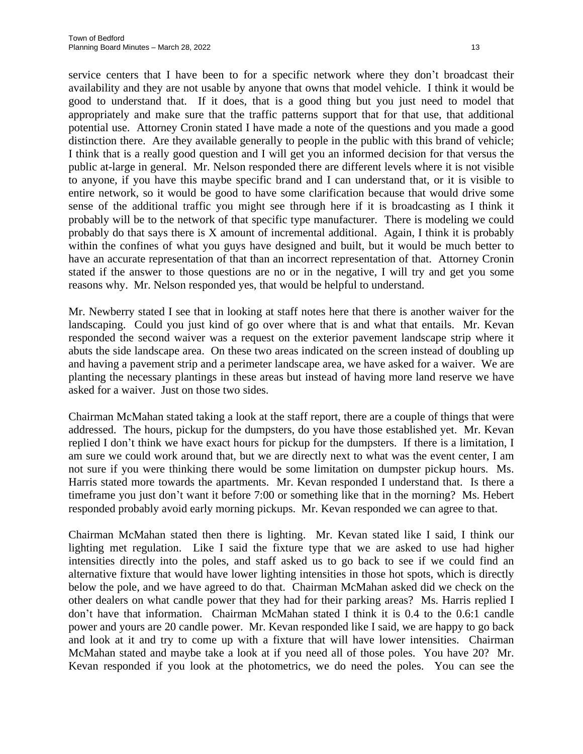service centers that I have been to for a specific network where they don't broadcast their availability and they are not usable by anyone that owns that model vehicle. I think it would be good to understand that. If it does, that is a good thing but you just need to model that appropriately and make sure that the traffic patterns support that for that use, that additional potential use. Attorney Cronin stated I have made a note of the questions and you made a good distinction there. Are they available generally to people in the public with this brand of vehicle; I think that is a really good question and I will get you an informed decision for that versus the public at-large in general. Mr. Nelson responded there are different levels where it is not visible to anyone, if you have this maybe specific brand and I can understand that, or it is visible to entire network, so it would be good to have some clarification because that would drive some sense of the additional traffic you might see through here if it is broadcasting as I think it probably will be to the network of that specific type manufacturer. There is modeling we could probably do that says there is X amount of incremental additional. Again, I think it is probably within the confines of what you guys have designed and built, but it would be much better to have an accurate representation of that than an incorrect representation of that. Attorney Cronin stated if the answer to those questions are no or in the negative, I will try and get you some reasons why. Mr. Nelson responded yes, that would be helpful to understand.

Mr. Newberry stated I see that in looking at staff notes here that there is another waiver for the landscaping. Could you just kind of go over where that is and what that entails. Mr. Kevan responded the second waiver was a request on the exterior pavement landscape strip where it abuts the side landscape area. On these two areas indicated on the screen instead of doubling up and having a pavement strip and a perimeter landscape area, we have asked for a waiver. We are planting the necessary plantings in these areas but instead of having more land reserve we have asked for a waiver. Just on those two sides.

Chairman McMahan stated taking a look at the staff report, there are a couple of things that were addressed. The hours, pickup for the dumpsters, do you have those established yet. Mr. Kevan replied I don't think we have exact hours for pickup for the dumpsters. If there is a limitation, I am sure we could work around that, but we are directly next to what was the event center, I am not sure if you were thinking there would be some limitation on dumpster pickup hours. Ms. Harris stated more towards the apartments. Mr. Kevan responded I understand that. Is there a timeframe you just don't want it before 7:00 or something like that in the morning? Ms. Hebert responded probably avoid early morning pickups. Mr. Kevan responded we can agree to that.

Chairman McMahan stated then there is lighting. Mr. Kevan stated like I said, I think our lighting met regulation. Like I said the fixture type that we are asked to use had higher intensities directly into the poles, and staff asked us to go back to see if we could find an alternative fixture that would have lower lighting intensities in those hot spots, which is directly below the pole, and we have agreed to do that. Chairman McMahan asked did we check on the other dealers on what candle power that they had for their parking areas? Ms. Harris replied I don't have that information. Chairman McMahan stated I think it is 0.4 to the 0.6:1 candle power and yours are 20 candle power. Mr. Kevan responded like I said, we are happy to go back and look at it and try to come up with a fixture that will have lower intensities. Chairman McMahan stated and maybe take a look at if you need all of those poles. You have 20? Mr. Kevan responded if you look at the photometrics, we do need the poles. You can see the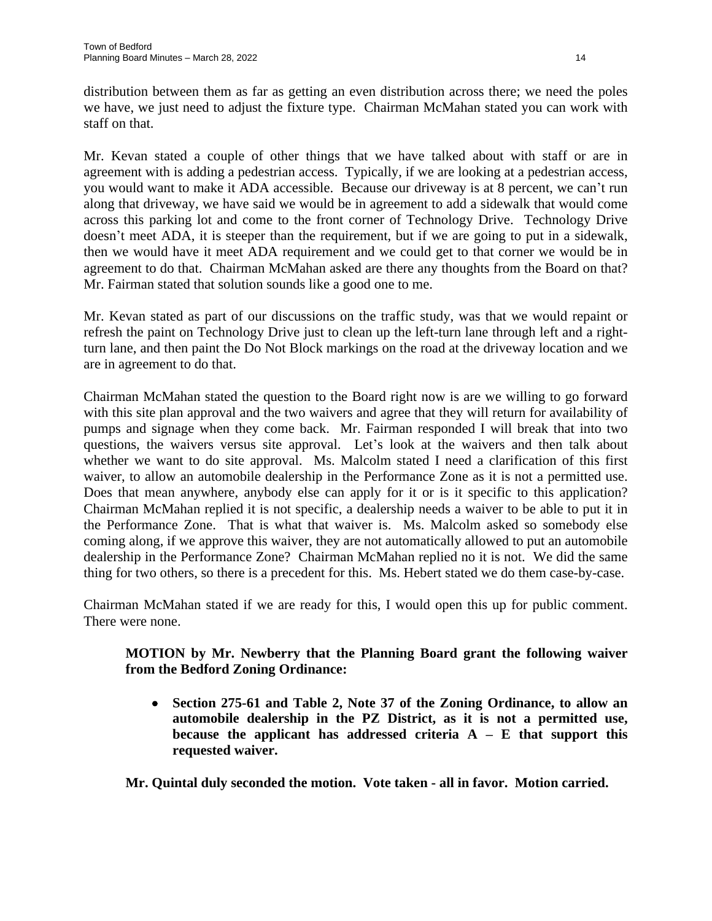distribution between them as far as getting an even distribution across there; we need the poles we have, we just need to adjust the fixture type. Chairman McMahan stated you can work with staff on that.

Mr. Kevan stated a couple of other things that we have talked about with staff or are in agreement with is adding a pedestrian access. Typically, if we are looking at a pedestrian access, you would want to make it ADA accessible. Because our driveway is at 8 percent, we can't run along that driveway, we have said we would be in agreement to add a sidewalk that would come across this parking lot and come to the front corner of Technology Drive. Technology Drive doesn't meet ADA, it is steeper than the requirement, but if we are going to put in a sidewalk, then we would have it meet ADA requirement and we could get to that corner we would be in agreement to do that. Chairman McMahan asked are there any thoughts from the Board on that? Mr. Fairman stated that solution sounds like a good one to me.

Mr. Kevan stated as part of our discussions on the traffic study, was that we would repaint or refresh the paint on Technology Drive just to clean up the left-turn lane through left and a right-turn lane, and then paint the Do Not Block markings on the road at the driveway location and we are in agreement to do that.

Chairman McMahan stated the question to the Board right now is are we willing to go forward with this site plan approval and the two waivers and agree that they will return for availability of pumps and signage when they come back. Mr. Fairman responded I will break that into two questions, the waivers versus site approval. Let's look at the waivers and then talk about whether we want to do site approval. Ms. Malcolm stated I need a clarification of this first waiver, to allow an automobile dealership in the Performance Zone as it is not a permitted use. Does that mean anywhere, anybody else can apply for it or is it specific to this application? Chairman McMahan replied it is not specific, a dealership needs a waiver to be able to put it in the Performance Zone. That is what that waiver is. Ms. Malcolm asked so somebody else coming along, if we approve this waiver, they are not automatically allowed to put an automobile dealership in the Performance Zone? Chairman McMahan replied no it is not. We did the same thing for two others, so there is a precedent for this. Ms. Hebert stated we do them case-by-case.

Chairman McMahan stated if we are ready for this, I would open this up for public comment. There were none.

> **MOTION by Mr. Newberry that the Planning Board grant the following waiver from the Bedford Zoning Ordinance:**
>
> - **Section 275-61 and Table 2, Note 37 of the Zoning Ordinance, to allow an automobile dealership in the PZ District, as it is not a permitted use, because the applicant has addressed criteria A – E that support this requested waiver.**
>
> **Mr. Quintal duly seconded the motion. Vote taken - all in favor. Motion carried.**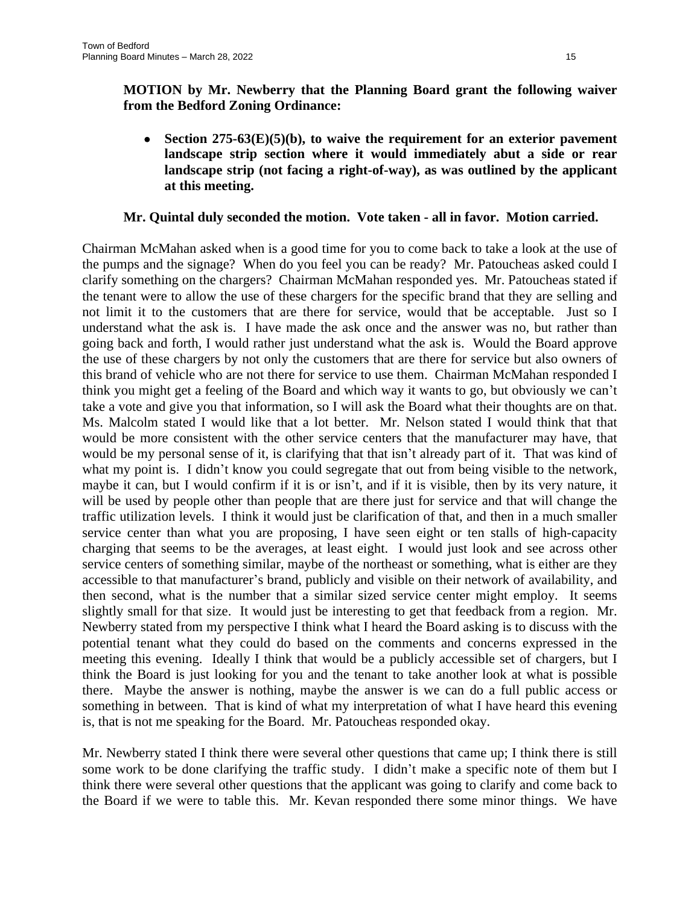**MOTION by Mr. Newberry that the Planning Board grant the following waiver from the Bedford Zoning Ordinance:**

- **Section 275-63(E)(5)(b), to waive the requirement for an exterior pavement landscape strip section where it would immediately abut a side or rear landscape strip (not facing a right-of-way), as was outlined by the applicant at this meeting.**

**Mr. Quintal duly seconded the motion. Vote taken - all in favor. Motion carried.**

Chairman McMahan asked when is a good time for you to come back to take a look at the use of the pumps and the signage? When do you feel you can be ready? Mr. Patoucheas asked could I clarify something on the chargers? Chairman McMahan responded yes. Mr. Patoucheas stated if the tenant were to allow the use of these chargers for the specific brand that they are selling and not limit it to the customers that are there for service, would that be acceptable. Just so I understand what the ask is. I have made the ask once and the answer was no, but rather than going back and forth, I would rather just understand what the ask is. Would the Board approve the use of these chargers by not only the customers that are there for service but also owners of this brand of vehicle who are not there for service to use them. Chairman McMahan responded I think you might get a feeling of the Board and which way it wants to go, but obviously we can't take a vote and give you that information, so I will ask the Board what their thoughts are on that. Ms. Malcolm stated I would like that a lot better. Mr. Nelson stated I would think that that would be more consistent with the other service centers that the manufacturer may have, that would be my personal sense of it, is clarifying that that isn't already part of it. That was kind of what my point is. I didn't know you could segregate that out from being visible to the network, maybe it can, but I would confirm if it is or isn't, and if it is visible, then by its very nature, it will be used by people other than people that are there just for service and that will change the traffic utilization levels. I think it would just be clarification of that, and then in a much smaller service center than what you are proposing, I have seen eight or ten stalls of high-capacity charging that seems to be the averages, at least eight. I would just look and see across other service centers of something similar, maybe of the northeast or something, what is either are they accessible to that manufacturer's brand, publicly and visible on their network of availability, and then second, what is the number that a similar sized service center might employ. It seems slightly small for that size. It would just be interesting to get that feedback from a region. Mr. Newberry stated from my perspective I think what I heard the Board asking is to discuss with the potential tenant what they could do based on the comments and concerns expressed in the meeting this evening. Ideally I think that would be a publicly accessible set of chargers, but I think the Board is just looking for you and the tenant to take another look at what is possible there. Maybe the answer is nothing, maybe the answer is we can do a full public access or something in between. That is kind of what my interpretation of what I have heard this evening is, that is not me speaking for the Board. Mr. Patoucheas responded okay.

Mr. Newberry stated I think there were several other questions that came up; I think there is still some work to be done clarifying the traffic study. I didn't make a specific note of them but I think there were several other questions that the applicant was going to clarify and come back to the Board if we were to table this. Mr. Kevan responded there some minor things. We have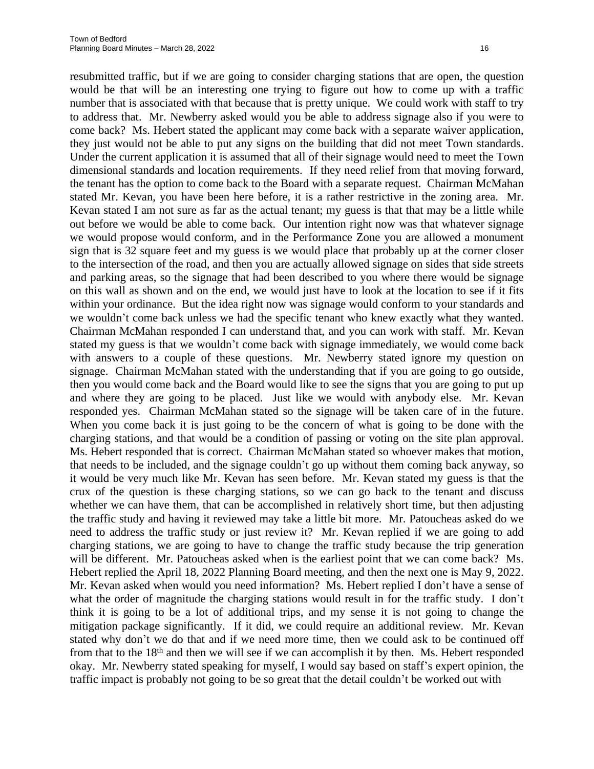resubmitted traffic, but if we are going to consider charging stations that are open, the question would be that will be an interesting one trying to figure out how to come up with a traffic number that is associated with that because that is pretty unique. We could work with staff to try to address that. Mr. Newberry asked would you be able to address signage also if you were to come back? Ms. Hebert stated the applicant may come back with a separate waiver application, they just would not be able to put any signs on the building that did not meet Town standards. Under the current application it is assumed that all of their signage would need to meet the Town dimensional standards and location requirements. If they need relief from that moving forward, the tenant has the option to come back to the Board with a separate request. Chairman McMahan stated Mr. Kevan, you have been here before, it is a rather restrictive in the zoning area. Mr. Kevan stated I am not sure as far as the actual tenant; my guess is that that may be a little while out before we would be able to come back. Our intention right now was that whatever signage we would propose would conform, and in the Performance Zone you are allowed a monument sign that is 32 square feet and my guess is we would place that probably up at the corner closer to the intersection of the road, and then you are actually allowed signage on sides that side streets and parking areas, so the signage that had been described to you where there would be signage on this wall as shown and on the end, we would just have to look at the location to see if it fits within your ordinance. But the idea right now was signage would conform to your standards and we wouldn't come back unless we had the specific tenant who knew exactly what they wanted. Chairman McMahan responded I can understand that, and you can work with staff. Mr. Kevan stated my guess is that we wouldn't come back with signage immediately, we would come back with answers to a couple of these questions. Mr. Newberry stated ignore my question on signage. Chairman McMahan stated with the understanding that if you are going to go outside, then you would come back and the Board would like to see the signs that you are going to put up and where they are going to be placed. Just like we would with anybody else. Mr. Kevan responded yes. Chairman McMahan stated so the signage will be taken care of in the future. When you come back it is just going to be the concern of what is going to be done with the charging stations, and that would be a condition of passing or voting on the site plan approval. Ms. Hebert responded that is correct. Chairman McMahan stated so whoever makes that motion, that needs to be included, and the signage couldn't go up without them coming back anyway, so it would be very much like Mr. Kevan has seen before. Mr. Kevan stated my guess is that the crux of the question is these charging stations, so we can go back to the tenant and discuss whether we can have them, that can be accomplished in relatively short time, but then adjusting the traffic study and having it reviewed may take a little bit more. Mr. Patoucheas asked do we need to address the traffic study or just review it? Mr. Kevan replied if we are going to add charging stations, we are going to have to change the traffic study because the trip generation will be different. Mr. Patoucheas asked when is the earliest point that we can come back? Ms. Hebert replied the April 18, 2022 Planning Board meeting, and then the next one is May 9, 2022. Mr. Kevan asked when would you need information? Ms. Hebert replied I don't have a sense of what the order of magnitude the charging stations would result in for the traffic study. I don't think it is going to be a lot of additional trips, and my sense it is not going to change the mitigation package significantly. If it did, we could require an additional review. Mr. Kevan stated why don't we do that and if we need more time, then we could ask to be continued off from that to the 18th and then we will see if we can accomplish it by then. Ms. Hebert responded okay. Mr. Newberry stated speaking for myself, I would say based on staff's expert opinion, the traffic impact is probably not going to be so great that the detail couldn't be worked out with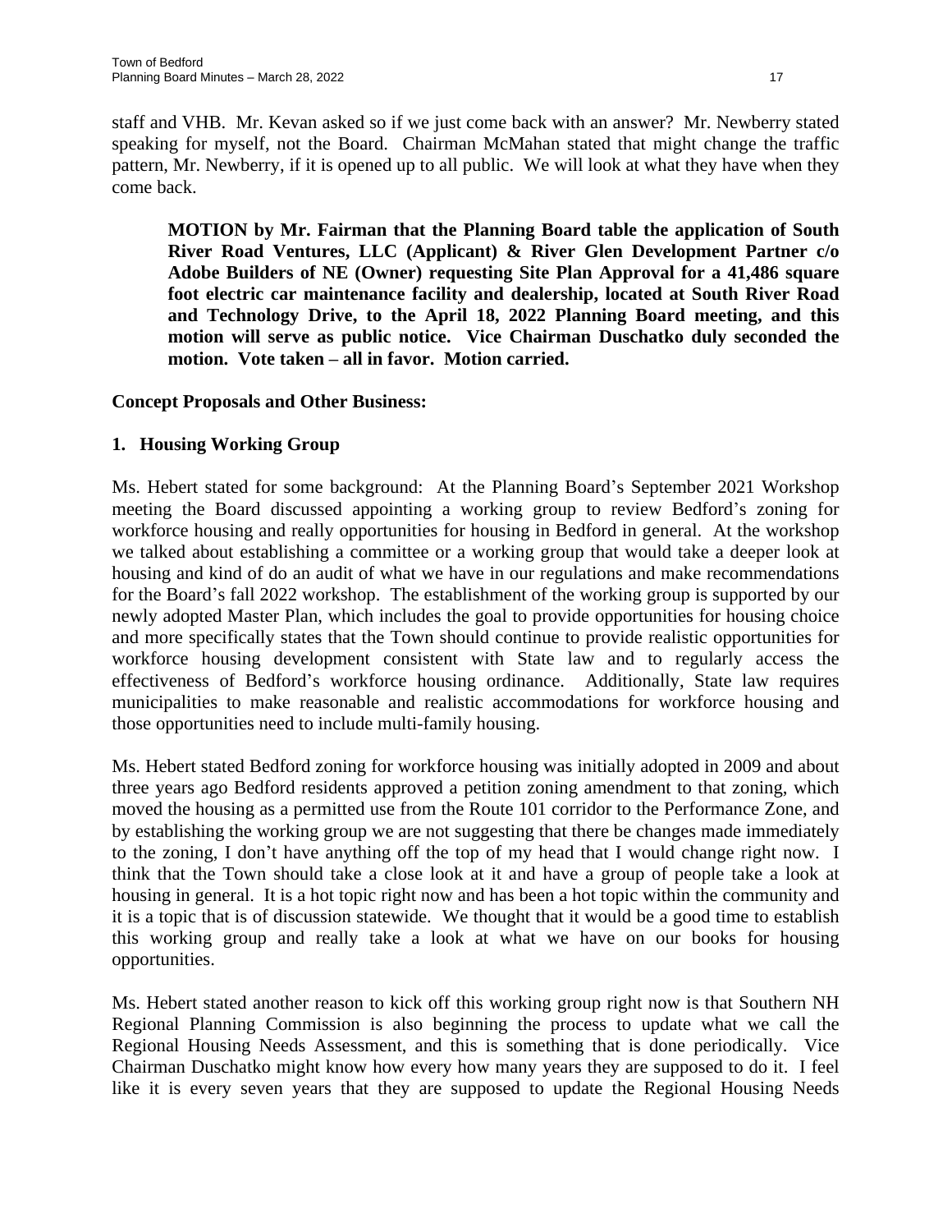staff and VHB. Mr. Kevan asked so if we just come back with an answer? Mr. Newberry stated speaking for myself, not the Board. Chairman McMahan stated that might change the traffic pattern, Mr. Newberry, if it is opened up to all public. We will look at what they have when they come back.

> **MOTION by Mr. Fairman that the Planning Board table the application of South River Road Ventures, LLC (Applicant) & River Glen Development Partner c/o Adobe Builders of NE (Owner) requesting Site Plan Approval for a 41,486 square foot electric car maintenance facility and dealership, located at South River Road and Technology Drive, to the April 18, 2022 Planning Board meeting, and this motion will serve as public notice. Vice Chairman Duschatko duly seconded the motion. Vote taken – all in favor. Motion carried.**

**Concept Proposals and Other Business:**

**1. Housing Working Group**

Ms. Hebert stated for some background: At the Planning Board's September 2021 Workshop meeting the Board discussed appointing a working group to review Bedford's zoning for workforce housing and really opportunities for housing in Bedford in general. At the workshop we talked about establishing a committee or a working group that would take a deeper look at housing and kind of do an audit of what we have in our regulations and make recommendations for the Board's fall 2022 workshop. The establishment of the working group is supported by our newly adopted Master Plan, which includes the goal to provide opportunities for housing choice and more specifically states that the Town should continue to provide realistic opportunities for workforce housing development consistent with State law and to regularly access the effectiveness of Bedford's workforce housing ordinance. Additionally, State law requires municipalities to make reasonable and realistic accommodations for workforce housing and those opportunities need to include multi-family housing.

Ms. Hebert stated Bedford zoning for workforce housing was initially adopted in 2009 and about three years ago Bedford residents approved a petition zoning amendment to that zoning, which moved the housing as a permitted use from the Route 101 corridor to the Performance Zone, and by establishing the working group we are not suggesting that there be changes made immediately to the zoning, I don't have anything off the top of my head that I would change right now. I think that the Town should take a close look at it and have a group of people take a look at housing in general. It is a hot topic right now and has been a hot topic within the community and it is a topic that is of discussion statewide. We thought that it would be a good time to establish this working group and really take a look at what we have on our books for housing opportunities.

Ms. Hebert stated another reason to kick off this working group right now is that Southern NH Regional Planning Commission is also beginning the process to update what we call the Regional Housing Needs Assessment, and this is something that is done periodically. Vice Chairman Duschatko might know how every how many years they are supposed to do it. I feel like it is every seven years that they are supposed to update the Regional Housing Needs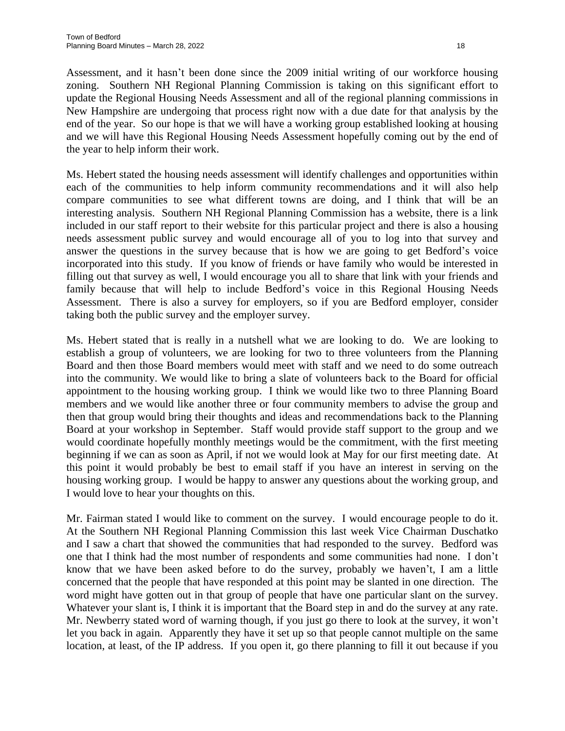Assessment, and it hasn't been done since the 2009 initial writing of our workforce housing zoning. Southern NH Regional Planning Commission is taking on this significant effort to update the Regional Housing Needs Assessment and all of the regional planning commissions in New Hampshire are undergoing that process right now with a due date for that analysis by the end of the year. So our hope is that we will have a working group established looking at housing and we will have this Regional Housing Needs Assessment hopefully coming out by the end of the year to help inform their work.

Ms. Hebert stated the housing needs assessment will identify challenges and opportunities within each of the communities to help inform community recommendations and it will also help compare communities to see what different towns are doing, and I think that will be an interesting analysis. Southern NH Regional Planning Commission has a website, there is a link included in our staff report to their website for this particular project and there is also a housing needs assessment public survey and would encourage all of you to log into that survey and answer the questions in the survey because that is how we are going to get Bedford's voice incorporated into this study. If you know of friends or have family who would be interested in filling out that survey as well, I would encourage you all to share that link with your friends and family because that will help to include Bedford's voice in this Regional Housing Needs Assessment. There is also a survey for employers, so if you are Bedford employer, consider taking both the public survey and the employer survey.

Ms. Hebert stated that is really in a nutshell what we are looking to do. We are looking to establish a group of volunteers, we are looking for two to three volunteers from the Planning Board and then those Board members would meet with staff and we need to do some outreach into the community. We would like to bring a slate of volunteers back to the Board for official appointment to the housing working group. I think we would like two to three Planning Board members and we would like another three or four community members to advise the group and then that group would bring their thoughts and ideas and recommendations back to the Planning Board at your workshop in September. Staff would provide staff support to the group and we would coordinate hopefully monthly meetings would be the commitment, with the first meeting beginning if we can as soon as April, if not we would look at May for our first meeting date. At this point it would probably be best to email staff if you have an interest in serving on the housing working group. I would be happy to answer any questions about the working group, and I would love to hear your thoughts on this.

Mr. Fairman stated I would like to comment on the survey. I would encourage people to do it. At the Southern NH Regional Planning Commission this last week Vice Chairman Duschatko and I saw a chart that showed the communities that had responded to the survey. Bedford was one that I think had the most number of respondents and some communities had none. I don't know that we have been asked before to do the survey, probably we haven't, I am a little concerned that the people that have responded at this point may be slanted in one direction. The word might have gotten out in that group of people that have one particular slant on the survey. Whatever your slant is, I think it is important that the Board step in and do the survey at any rate. Mr. Newberry stated word of warning though, if you just go there to look at the survey, it won't let you back in again. Apparently they have it set up so that people cannot multiple on the same location, at least, of the IP address. If you open it, go there planning to fill it out because if you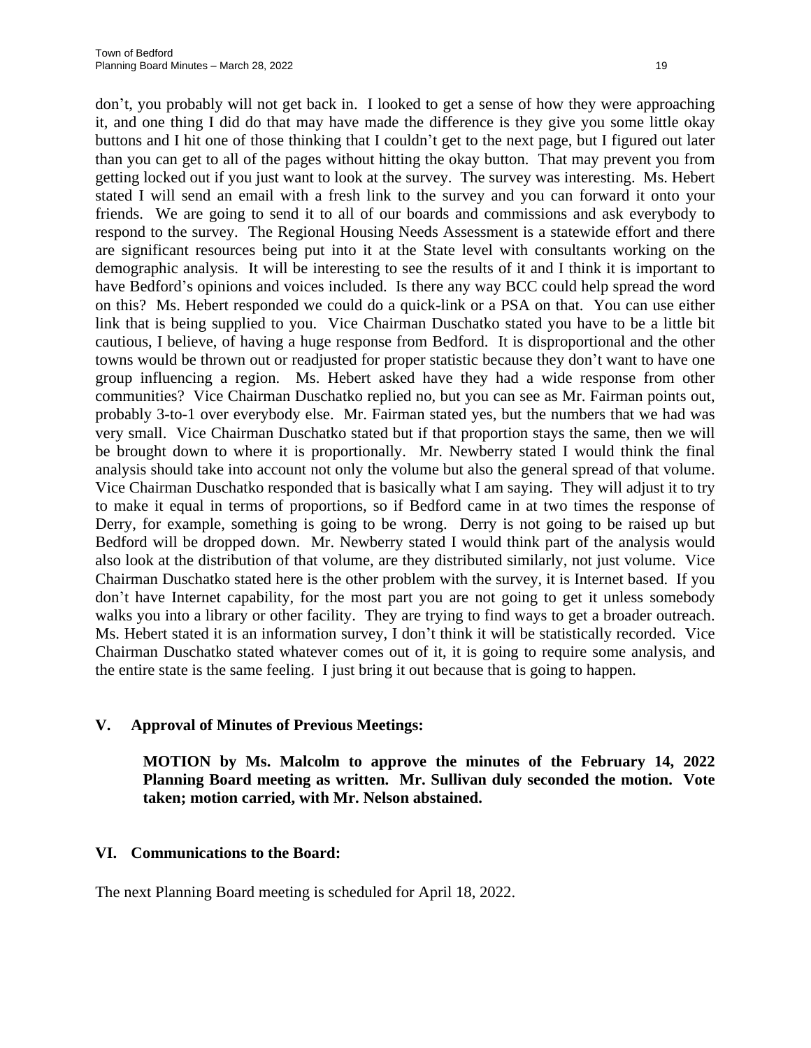don't, you probably will not get back in. I looked to get a sense of how they were approaching it, and one thing I did do that may have made the difference is they give you some little okay buttons and I hit one of those thinking that I couldn't get to the next page, but I figured out later than you can get to all of the pages without hitting the okay button. That may prevent you from getting locked out if you just want to look at the survey. The survey was interesting. Ms. Hebert stated I will send an email with a fresh link to the survey and you can forward it onto your friends. We are going to send it to all of our boards and commissions and ask everybody to respond to the survey. The Regional Housing Needs Assessment is a statewide effort and there are significant resources being put into it at the State level with consultants working on the demographic analysis. It will be interesting to see the results of it and I think it is important to have Bedford's opinions and voices included. Is there any way BCC could help spread the word on this? Ms. Hebert responded we could do a quick-link or a PSA on that. You can use either link that is being supplied to you. Vice Chairman Duschatko stated you have to be a little bit cautious, I believe, of having a huge response from Bedford. It is disproportional and the other towns would be thrown out or readjusted for proper statistic because they don't want to have one group influencing a region. Ms. Hebert asked have they had a wide response from other communities? Vice Chairman Duschatko replied no, but you can see as Mr. Fairman points out, probably 3-to-1 over everybody else. Mr. Fairman stated yes, but the numbers that we had was very small. Vice Chairman Duschatko stated but if that proportion stays the same, then we will be brought down to where it is proportionally. Mr. Newberry stated I would think the final analysis should take into account not only the volume but also the general spread of that volume. Vice Chairman Duschatko responded that is basically what I am saying. They will adjust it to try to make it equal in terms of proportions, so if Bedford came in at two times the response of Derry, for example, something is going to be wrong. Derry is not going to be raised up but Bedford will be dropped down. Mr. Newberry stated I would think part of the analysis would also look at the distribution of that volume, are they distributed similarly, not just volume. Vice Chairman Duschatko stated here is the other problem with the survey, it is Internet based. If you don't have Internet capability, for the most part you are not going to get it unless somebody walks you into a library or other facility. They are trying to find ways to get a broader outreach. Ms. Hebert stated it is an information survey, I don't think it will be statistically recorded. Vice Chairman Duschatko stated whatever comes out of it, it is going to require some analysis, and the entire state is the same feeling. I just bring it out because that is going to happen.

## V. Approval of Minutes of Previous Meetings:

**MOTION by Ms. Malcolm to approve the minutes of the February 14, 2022 Planning Board meeting as written. Mr. Sullivan duly seconded the motion. Vote taken; motion carried, with Mr. Nelson abstained.**

## VI. Communications to the Board:

The next Planning Board meeting is scheduled for April 18, 2022.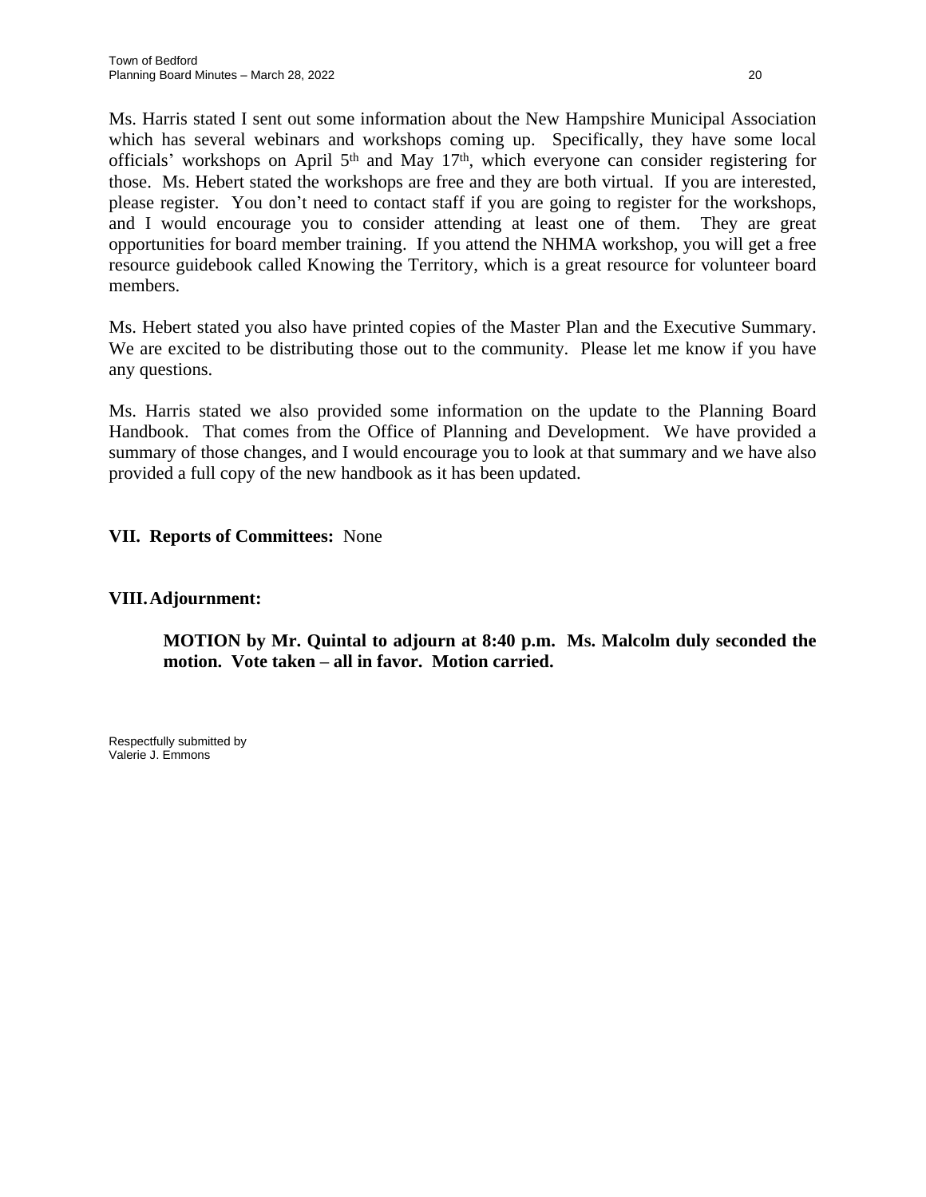Ms. Harris stated I sent out some information about the New Hampshire Municipal Association which has several webinars and workshops coming up. Specifically, they have some local officials' workshops on April 5th and May 17th, which everyone can consider registering for those. Ms. Hebert stated the workshops are free and they are both virtual. If you are interested, please register. You don't need to contact staff if you are going to register for the workshops, and I would encourage you to consider attending at least one of them. They are great opportunities for board member training. If you attend the NHMA workshop, you will get a free resource guidebook called Knowing the Territory, which is a great resource for volunteer board members.

Ms. Hebert stated you also have printed copies of the Master Plan and the Executive Summary. We are excited to be distributing those out to the community. Please let me know if you have any questions.

Ms. Harris stated we also provided some information on the update to the Planning Board Handbook. That comes from the Office of Planning and Development. We have provided a summary of those changes, and I would encourage you to look at that summary and we have also provided a full copy of the new handbook as it has been updated.

**VII. Reports of Committees:** None

**VIII. Adjournment:**

> **MOTION by Mr. Quintal to adjourn at 8:40 p.m. Ms. Malcolm duly seconded the motion. Vote taken – all in favor. Motion carried.**

Respectfully submitted by
Valerie J. Emmons